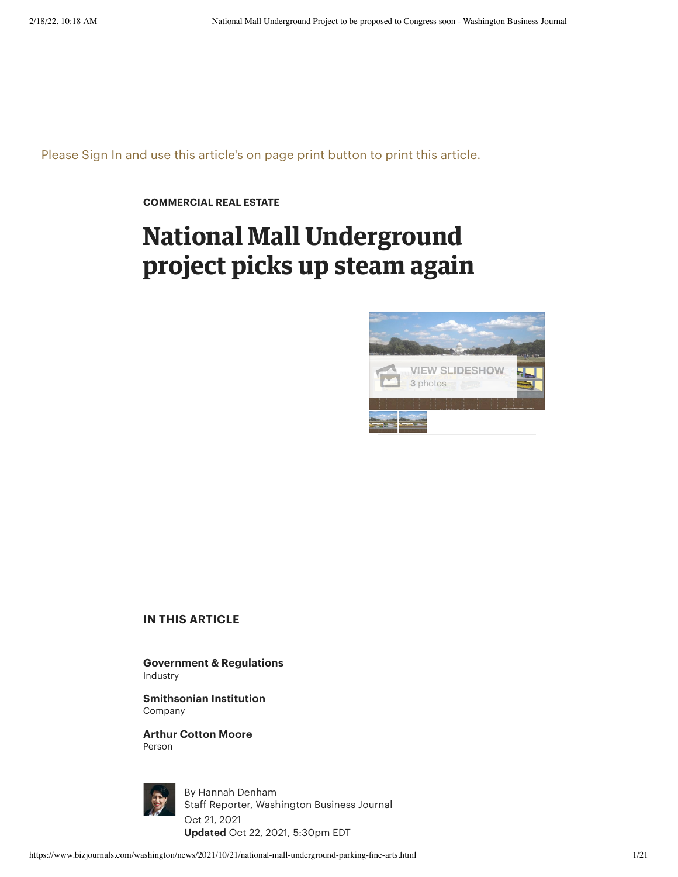Please Sign In and use this article's on page print button to print this article.

**COMMERCIAL REAL ESTATE**

# National Mall Underground project picks up steam again

VIEW SLIDESHOW
3 photos

## IN THIS ARTICLE

**Government & Regulations**
Industry

**Smithsonian Institution**
Company

**Arthur Cotton Moore**
Person

By Hannah Denham
Staff Reporter, Washington Business Journal
Oct 21, 2021
**Updated** Oct 22, 2021, 5:30pm EDT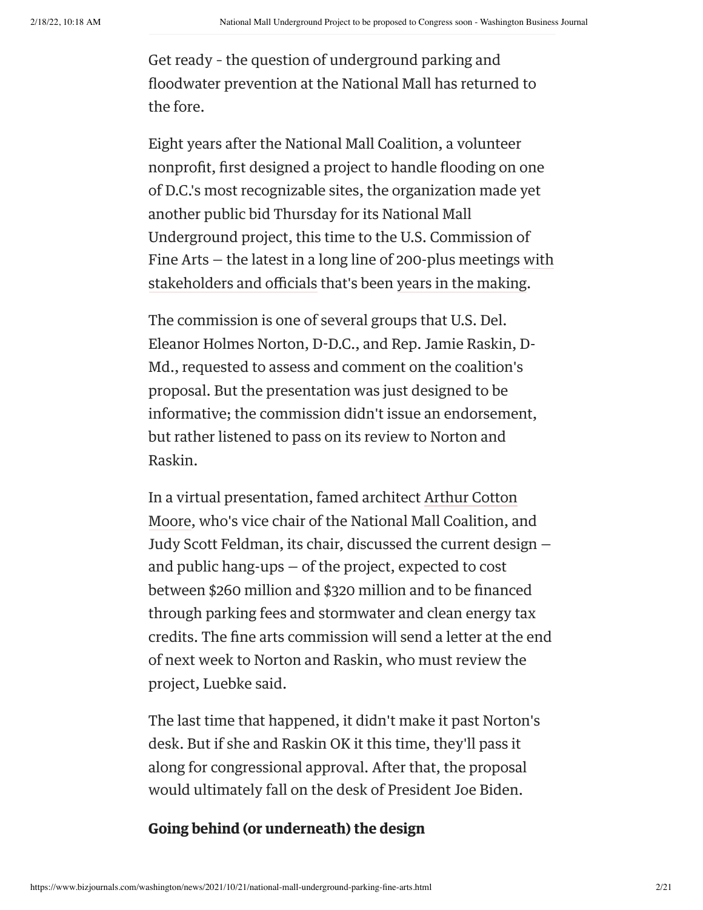Get ready - the question of underground parking and floodwater prevention at the National Mall has returned to the fore.

Eight years after the National Mall Coalition, a volunteer nonprofit, first designed a project to handle flooding on one of D.C.'s most recognizable sites, the organization made yet another public bid Thursday for its National Mall Underground project, this time to the U.S. Commission of Fine Arts — the latest in a long line of 200-plus meetings with stakeholders and officials that's been years in the making.

The commission is one of several groups that U.S. Del. Eleanor Holmes Norton, D-D.C., and Rep. Jamie Raskin, D-Md., requested to assess and comment on the coalition's proposal. But the presentation was just designed to be informative; the commission didn't issue an endorsement, but rather listened to pass on its review to Norton and Raskin.

In a virtual presentation, famed architect Arthur Cotton Moore, who's vice chair of the National Mall Coalition, and Judy Scott Feldman, its chair, discussed the current design — and public hang-ups — of the project, expected to cost between $260 million and $320 million and to be financed through parking fees and stormwater and clean energy tax credits. The fine arts commission will send a letter at the end of next week to Norton and Raskin, who must review the project, Luebke said.

The last time that happened, it didn't make it past Norton's desk. But if she and Raskin OK it this time, they'll pass it along for congressional approval. After that, the proposal would ultimately fall on the desk of President Joe Biden.

## Going behind (or underneath) the design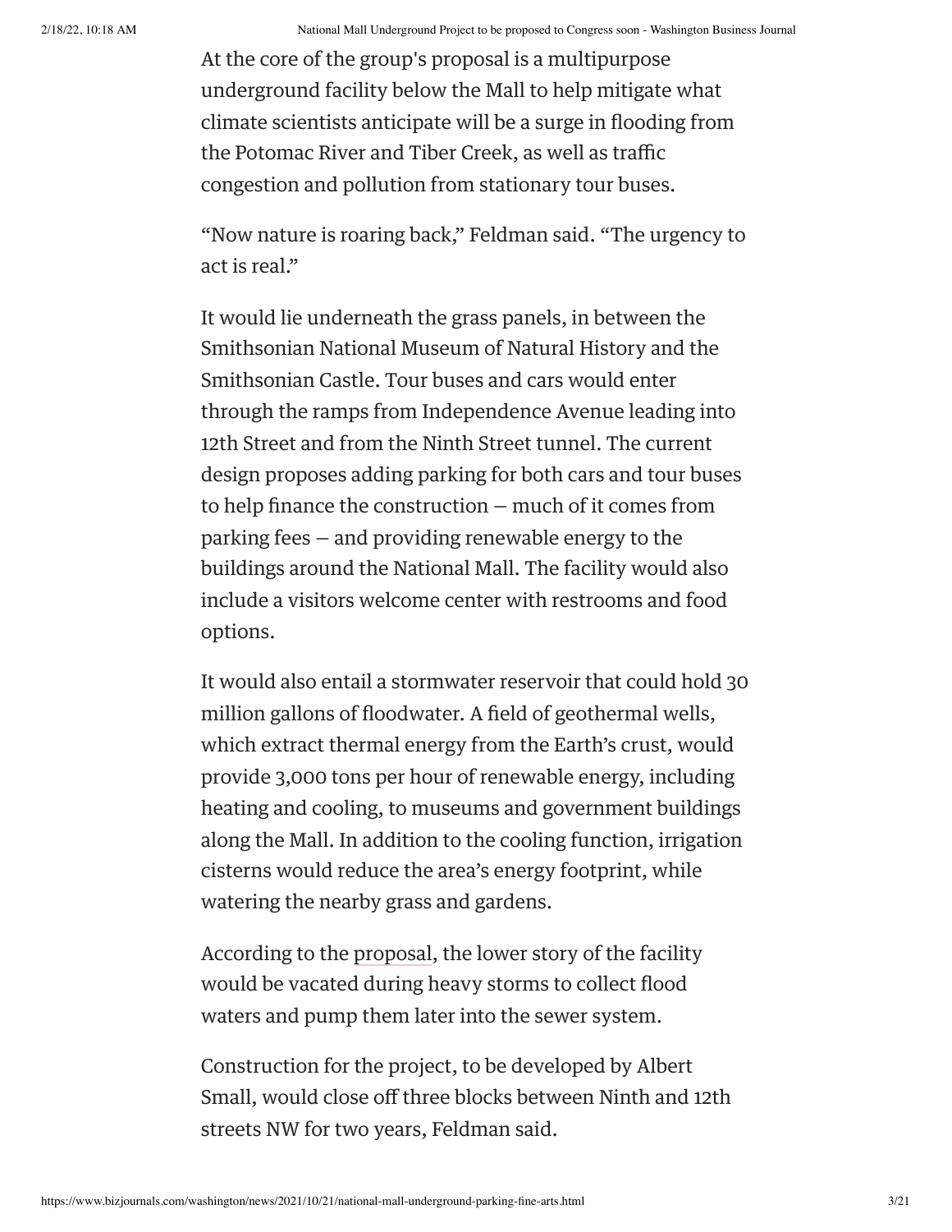At the core of the group's proposal is a multipurpose underground facility below the Mall to help mitigate what climate scientists anticipate will be a surge in flooding from the Potomac River and Tiber Creek, as well as traffic congestion and pollution from stationary tour buses.

"Now nature is roaring back," Feldman said. "The urgency to act is real."

It would lie underneath the grass panels, in between the Smithsonian National Museum of Natural History and the Smithsonian Castle. Tour buses and cars would enter through the ramps from Independence Avenue leading into 12th Street and from the Ninth Street tunnel. The current design proposes adding parking for both cars and tour buses to help finance the construction — much of it comes from parking fees — and providing renewable energy to the buildings around the National Mall. The facility would also include a visitors welcome center with restrooms and food options.

It would also entail a stormwater reservoir that could hold 30 million gallons of floodwater. A field of geothermal wells, which extract thermal energy from the Earth's crust, would provide 3,000 tons per hour of renewable energy, including heating and cooling, to museums and government buildings along the Mall. In addition to the cooling function, irrigation cisterns would reduce the area's energy footprint, while watering the nearby grass and gardens.

According to the proposal, the lower story of the facility would be vacated during heavy storms to collect flood waters and pump them later into the sewer system.

Construction for the project, to be developed by Albert Small, would close off three blocks between Ninth and 12th streets NW for two years, Feldman said.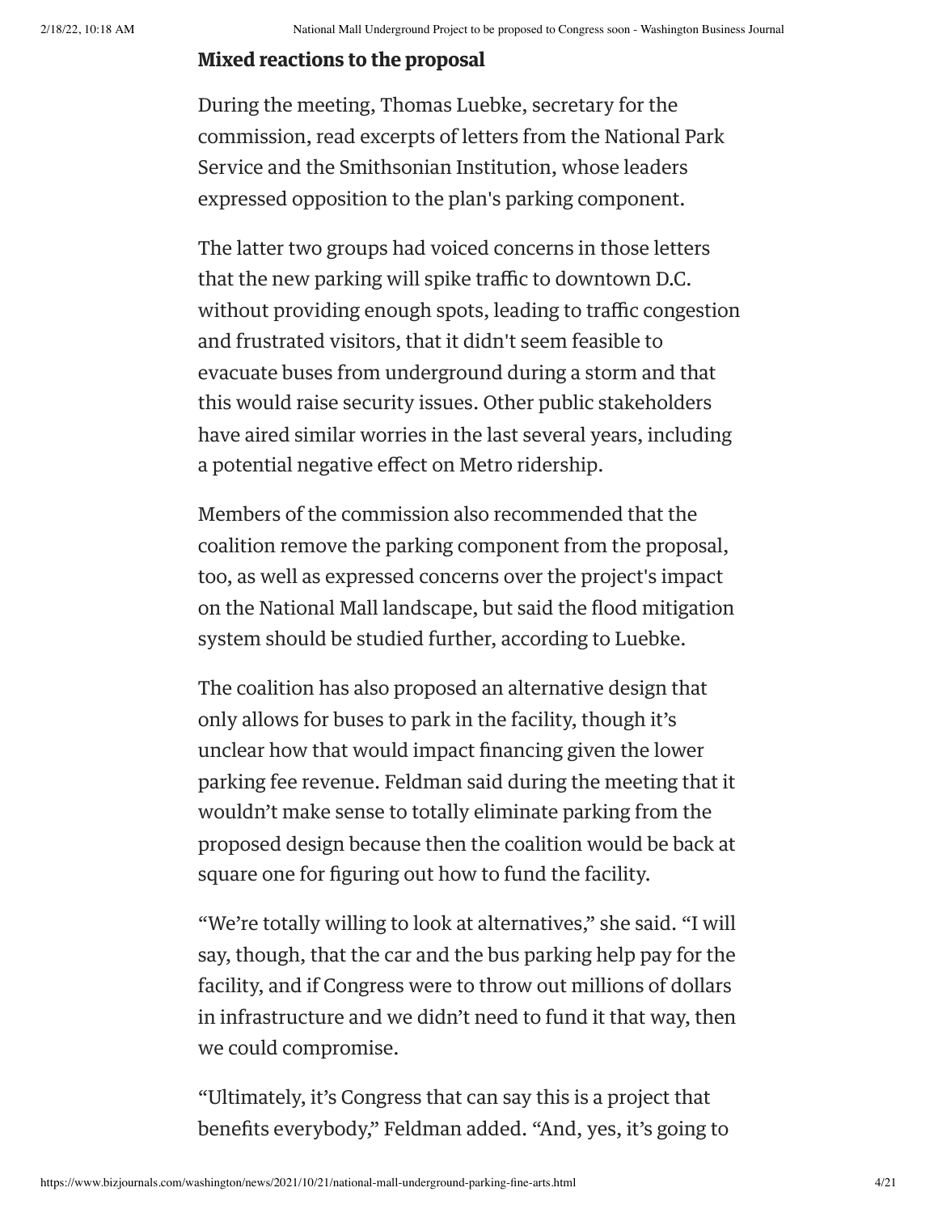**Mixed reactions to the proposal**

During the meeting, Thomas Luebke, secretary for the commission, read excerpts of letters from the National Park Service and the Smithsonian Institution, whose leaders expressed opposition to the plan's parking component.

The latter two groups had voiced concerns in those letters that the new parking will spike traffic to downtown D.C. without providing enough spots, leading to traffic congestion and frustrated visitors, that it didn't seem feasible to evacuate buses from underground during a storm and that this would raise security issues. Other public stakeholders have aired similar worries in the last several years, including a potential negative effect on Metro ridership.

Members of the commission also recommended that the coalition remove the parking component from the proposal, too, as well as expressed concerns over the project's impact on the National Mall landscape, but said the flood mitigation system should be studied further, according to Luebke.

The coalition has also proposed an alternative design that only allows for buses to park in the facility, though it's unclear how that would impact financing given the lower parking fee revenue. Feldman said during the meeting that it wouldn't make sense to totally eliminate parking from the proposed design because then the coalition would be back at square one for figuring out how to fund the facility.

"We're totally willing to look at alternatives," she said. "I will say, though, that the car and the bus parking help pay for the facility, and if Congress were to throw out millions of dollars in infrastructure and we didn't need to fund it that way, then we could compromise.

"Ultimately, it's Congress that can say this is a project that benefits everybody," Feldman added. "And, yes, it's going to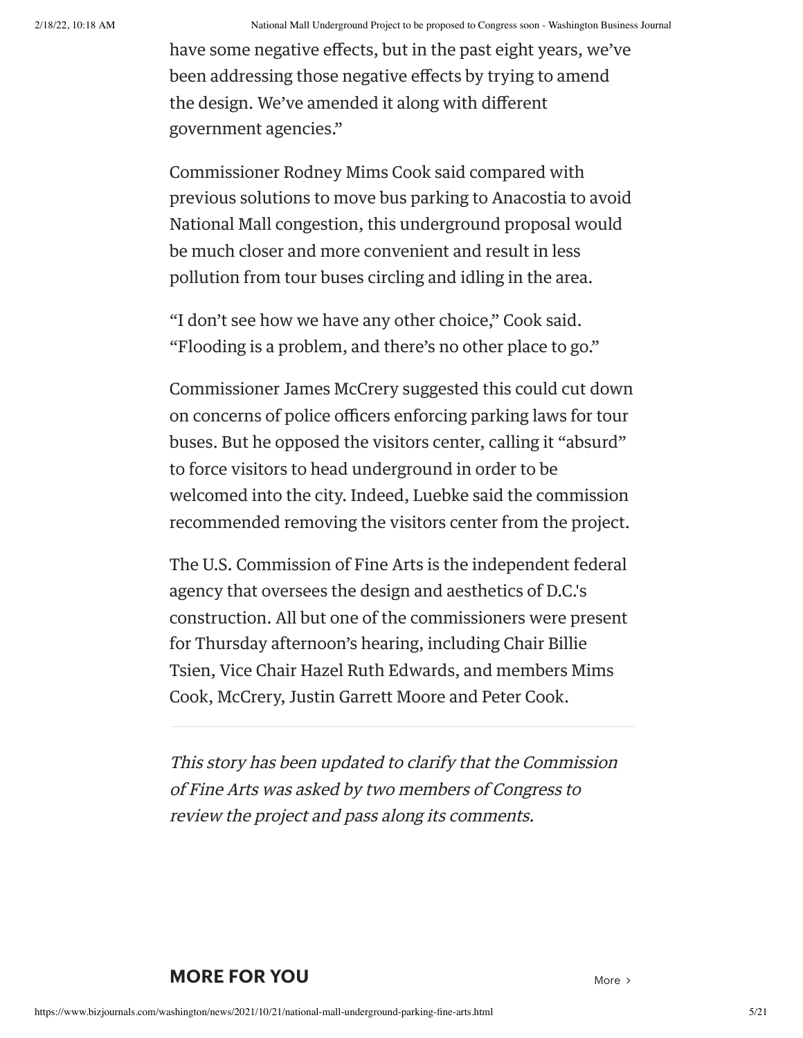have some negative effects, but in the past eight years, we've been addressing those negative effects by trying to amend the design. We've amended it along with different government agencies."

Commissioner Rodney Mims Cook said compared with previous solutions to move bus parking to Anacostia to avoid National Mall congestion, this underground proposal would be much closer and more convenient and result in less pollution from tour buses circling and idling in the area.

"I don't see how we have any other choice," Cook said. "Flooding is a problem, and there's no other place to go."

Commissioner James McCrery suggested this could cut down on concerns of police officers enforcing parking laws for tour buses. But he opposed the visitors center, calling it "absurd" to force visitors to head underground in order to be welcomed into the city. Indeed, Luebke said the commission recommended removing the visitors center from the project.

The U.S. Commission of Fine Arts is the independent federal agency that oversees the design and aesthetics of D.C.'s construction. All but one of the commissioners were present for Thursday afternoon's hearing, including Chair Billie Tsien, Vice Chair Hazel Ruth Edwards, and members Mims Cook, McCrery, Justin Garrett Moore and Peter Cook.

---

*This story has been updated to clarify that the Commission of Fine Arts was asked by two members of Congress to review the project and pass along its comments.*

## MORE FOR YOU

More >